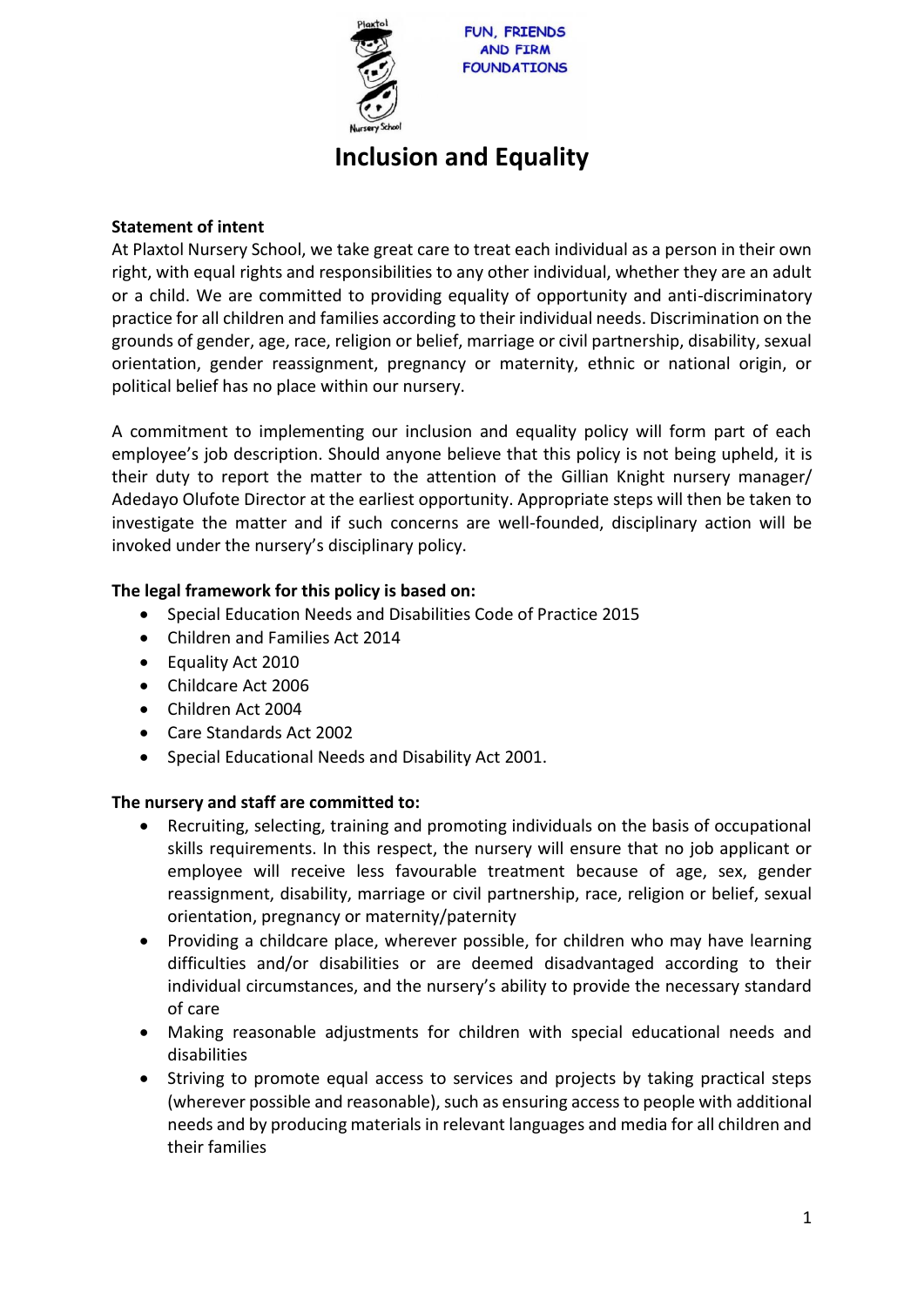FUN, FRIENDS AND FIRM FOUNDATIONS

# Inclusion and Equality

**Statement of intent**

At Plaxtol Nursery School, we take great care to treat each individual as a person in their own right, with equal rights and responsibilities to any other individual, whether they are an adult or a child. We are committed to providing equality of opportunity and anti-discriminatory practice for all children and families according to their individual needs. Discrimination on the grounds of gender, age, race, religion or belief, marriage or civil partnership, disability, sexual orientation, gender reassignment, pregnancy or maternity, ethnic or national origin, or political belief has no place within our nursery.

A commitment to implementing our inclusion and equality policy will form part of each employee's job description. Should anyone believe that this policy is not being upheld, it is their duty to report the matter to the attention of the Gillian Knight nursery manager/ Adedayo Olufote Director at the earliest opportunity. Appropriate steps will then be taken to investigate the matter and if such concerns are well-founded, disciplinary action will be invoked under the nursery's disciplinary policy.

**The legal framework for this policy is based on:**

- Special Education Needs and Disabilities Code of Practice 2015
- Children and Families Act 2014
- Equality Act 2010
- Childcare Act 2006
- Children Act 2004
- Care Standards Act 2002
- Special Educational Needs and Disability Act 2001.

**The nursery and staff are committed to:**

- Recruiting, selecting, training and promoting individuals on the basis of occupational skills requirements. In this respect, the nursery will ensure that no job applicant or employee will receive less favourable treatment because of age, sex, gender reassignment, disability, marriage or civil partnership, race, religion or belief, sexual orientation, pregnancy or maternity/paternity
- Providing a childcare place, wherever possible, for children who may have learning difficulties and/or disabilities or are deemed disadvantaged according to their individual circumstances, and the nursery's ability to provide the necessary standard of care
- Making reasonable adjustments for children with special educational needs and disabilities
- Striving to promote equal access to services and projects by taking practical steps (wherever possible and reasonable), such as ensuring access to people with additional needs and by producing materials in relevant languages and media for all children and their families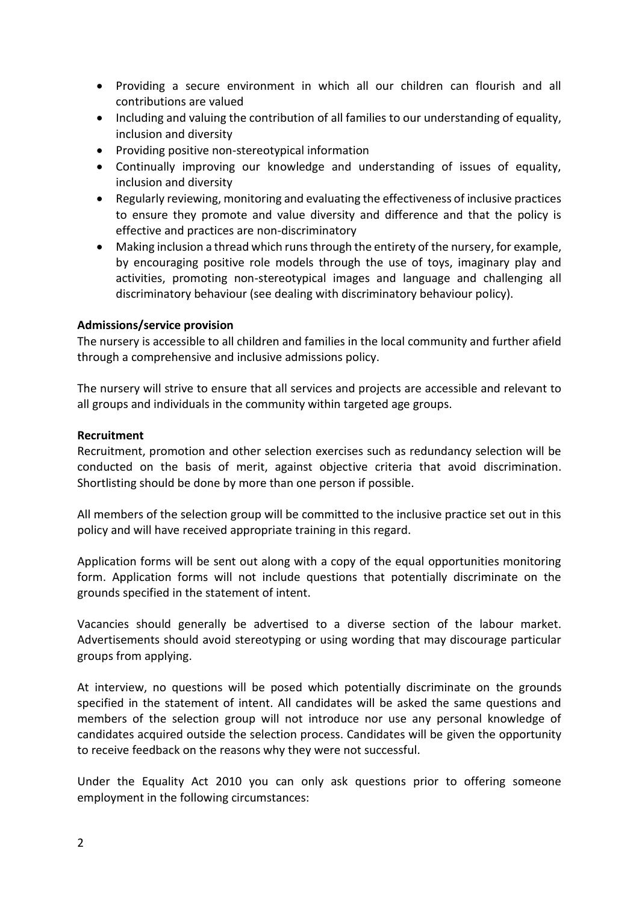- Providing a secure environment in which all our children can flourish and all contributions are valued
- Including and valuing the contribution of all families to our understanding of equality, inclusion and diversity
- Providing positive non-stereotypical information
- Continually improving our knowledge and understanding of issues of equality, inclusion and diversity
- Regularly reviewing, monitoring and evaluating the effectiveness of inclusive practices to ensure they promote and value diversity and difference and that the policy is effective and practices are non-discriminatory
- Making inclusion a thread which runs through the entirety of the nursery, for example, by encouraging positive role models through the use of toys, imaginary play and activities, promoting non-stereotypical images and language and challenging all discriminatory behaviour (see dealing with discriminatory behaviour policy).

**Admissions/service provision**

The nursery is accessible to all children and families in the local community and further afield through a comprehensive and inclusive admissions policy.

The nursery will strive to ensure that all services and projects are accessible and relevant to all groups and individuals in the community within targeted age groups.

**Recruitment**

Recruitment, promotion and other selection exercises such as redundancy selection will be conducted on the basis of merit, against objective criteria that avoid discrimination. Shortlisting should be done by more than one person if possible.

All members of the selection group will be committed to the inclusive practice set out in this policy and will have received appropriate training in this regard.

Application forms will be sent out along with a copy of the equal opportunities monitoring form. Application forms will not include questions that potentially discriminate on the grounds specified in the statement of intent.

Vacancies should generally be advertised to a diverse section of the labour market. Advertisements should avoid stereotyping or using wording that may discourage particular groups from applying.

At interview, no questions will be posed which potentially discriminate on the grounds specified in the statement of intent. All candidates will be asked the same questions and members of the selection group will not introduce nor use any personal knowledge of candidates acquired outside the selection process. Candidates will be given the opportunity to receive feedback on the reasons why they were not successful.

Under the Equality Act 2010 you can only ask questions prior to offering someone employment in the following circumstances: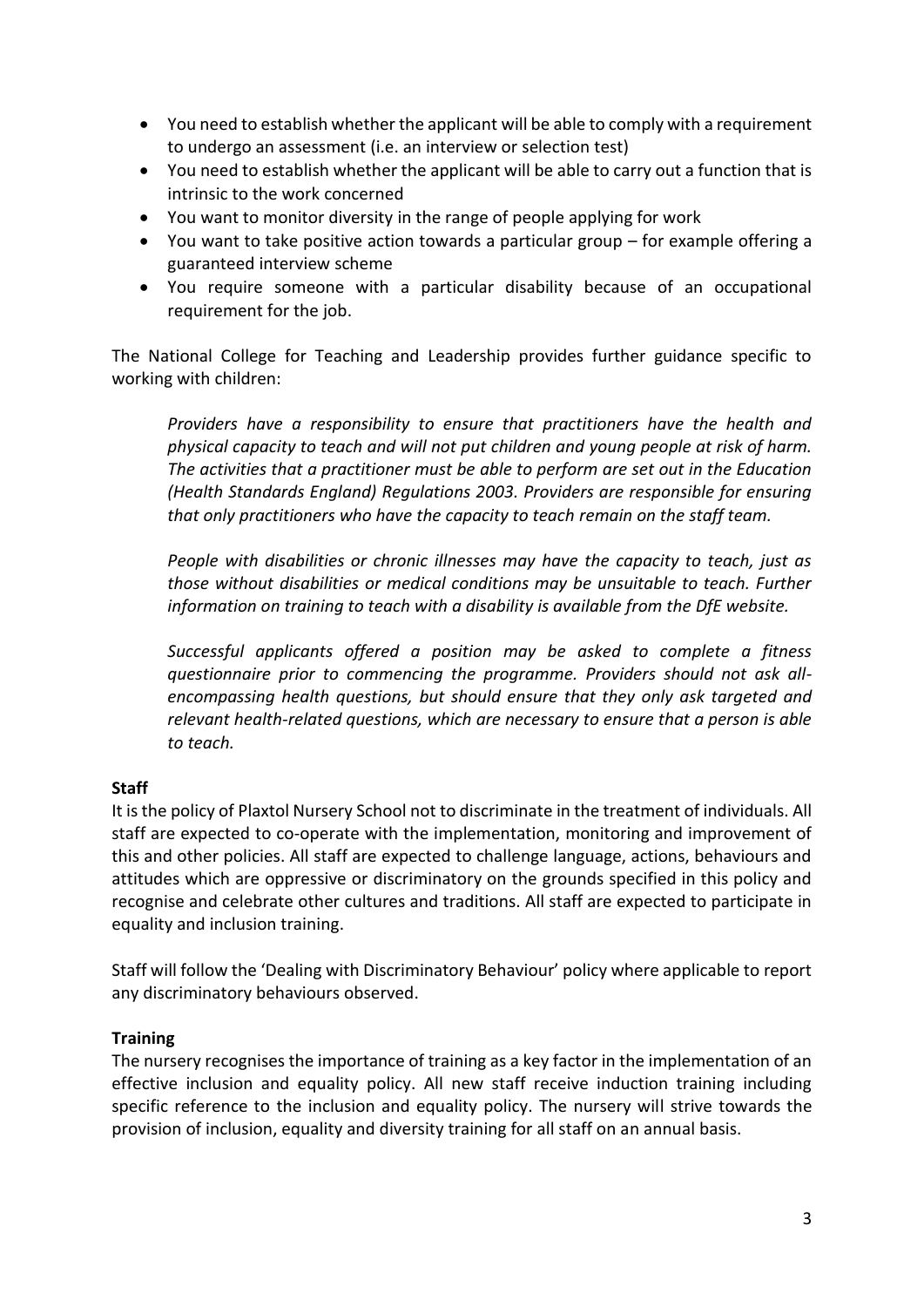- You need to establish whether the applicant will be able to comply with a requirement to undergo an assessment (i.e. an interview or selection test)
- You need to establish whether the applicant will be able to carry out a function that is intrinsic to the work concerned
- You want to monitor diversity in the range of people applying for work
- You want to take positive action towards a particular group – for example offering a guaranteed interview scheme
- You require someone with a particular disability because of an occupational requirement for the job.

The National College for Teaching and Leadership provides further guidance specific to working with children:

> *Providers have a responsibility to ensure that practitioners have the health and physical capacity to teach and will not put children and young people at risk of harm. The activities that a practitioner must be able to perform are set out in the Education (Health Standards England) Regulations 2003. Providers are responsible for ensuring that only practitioners who have the capacity to teach remain on the staff team.*
>
> *People with disabilities or chronic illnesses may have the capacity to teach, just as those without disabilities or medical conditions may be unsuitable to teach. Further information on training to teach with a disability is available from the DfE website.*
>
> *Successful applicants offered a position may be asked to complete a fitness questionnaire prior to commencing the programme. Providers should not ask all-encompassing health questions, but should ensure that they only ask targeted and relevant health-related questions, which are necessary to ensure that a person is able to teach.*

**Staff**

It is the policy of Plaxtol Nursery School not to discriminate in the treatment of individuals. All staff are expected to co-operate with the implementation, monitoring and improvement of this and other policies. All staff are expected to challenge language, actions, behaviours and attitudes which are oppressive or discriminatory on the grounds specified in this policy and recognise and celebrate other cultures and traditions. All staff are expected to participate in equality and inclusion training.

Staff will follow the 'Dealing with Discriminatory Behaviour' policy where applicable to report any discriminatory behaviours observed.

**Training**

The nursery recognises the importance of training as a key factor in the implementation of an effective inclusion and equality policy. All new staff receive induction training including specific reference to the inclusion and equality policy. The nursery will strive towards the provision of inclusion, equality and diversity training for all staff on an annual basis.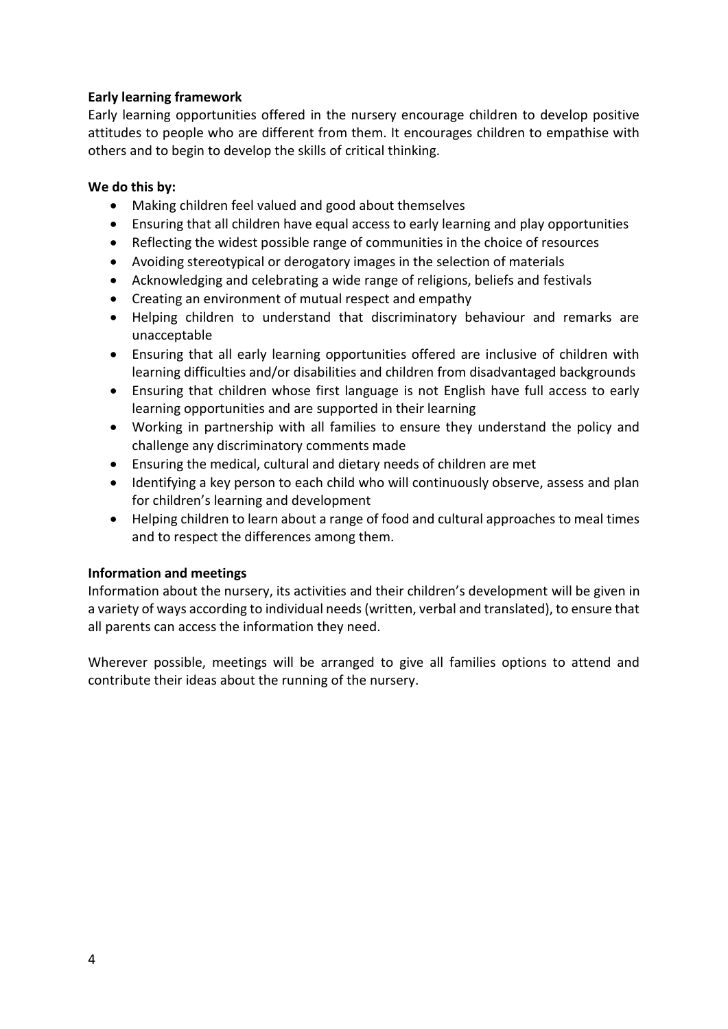**Early learning framework**

Early learning opportunities offered in the nursery encourage children to develop positive attitudes to people who are different from them. It encourages children to empathise with others and to begin to develop the skills of critical thinking.

**We do this by:**

- Making children feel valued and good about themselves
- Ensuring that all children have equal access to early learning and play opportunities
- Reflecting the widest possible range of communities in the choice of resources
- Avoiding stereotypical or derogatory images in the selection of materials
- Acknowledging and celebrating a wide range of religions, beliefs and festivals
- Creating an environment of mutual respect and empathy
- Helping children to understand that discriminatory behaviour and remarks are unacceptable
- Ensuring that all early learning opportunities offered are inclusive of children with learning difficulties and/or disabilities and children from disadvantaged backgrounds
- Ensuring that children whose first language is not English have full access to early learning opportunities and are supported in their learning
- Working in partnership with all families to ensure they understand the policy and challenge any discriminatory comments made
- Ensuring the medical, cultural and dietary needs of children are met
- Identifying a key person to each child who will continuously observe, assess and plan for children's learning and development
- Helping children to learn about a range of food and cultural approaches to meal times and to respect the differences among them.

**Information and meetings**

Information about the nursery, its activities and their children's development will be given in a variety of ways according to individual needs (written, verbal and translated), to ensure that all parents can access the information they need.

Wherever possible, meetings will be arranged to give all families options to attend and contribute their ideas about the running of the nursery.